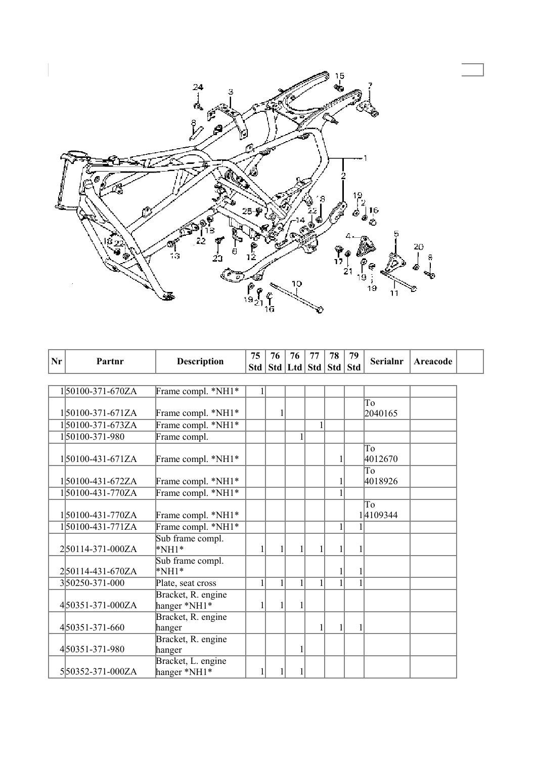| Nr | Partnr | Description | 75 Std | 76 Std | 76 Ltd | 77 Std | 78 Std | 79 Std | Serialnr | Areacode | |
|---|---|---|---|---|---|---|---|---|---|---|---|
| 1 | 50100-371-670ZA | Frame compl. *NH1* | 1 | | | | | | | | |
| 1 | 50100-371-671ZA | Frame compl. *NH1* | | 1 | | | | | To 2040165 | | |
| 1 | 50100-371-673ZA | Frame compl. *NH1* | | | | 1 | | | | | |
| 1 | 50100-371-980 | Frame compl. | | | 1 | | | | | | |
| 1 | 50100-431-671ZA | Frame compl. *NH1* | | | | | 1 | | To 4012670 | | |
| 1 | 50100-431-672ZA | Frame compl. *NH1* | | | | | 1 | | To 4018926 | | |
| 1 | 50100-431-770ZA | Frame compl. *NH1* | | | | | 1 | | | | |
| 1 | 50100-431-770ZA | Frame compl. *NH1* | | | | | | 1 | To 4109344 | | |
| 1 | 50100-431-771ZA | Frame compl. *NH1* | | | | | 1 | 1 | | | |
| 2 | 50114-371-000ZA | Sub frame compl. *NH1* | 1 | 1 | 1 | 1 | 1 | 1 | | | |
| 2 | 50114-431-670ZA | Sub frame compl. *NH1* | | | | | 1 | 1 | | | |
| 3 | 50250-371-000 | Plate, seat cross | 1 | 1 | 1 | 1 | 1 | 1 | | | |
| 4 | 50351-371-000ZA | Bracket, R. engine hanger *NH1* | 1 | 1 | 1 | | | | | | |
| 4 | 50351-371-660 | Bracket, R. engine hanger | | | | 1 | 1 | 1 | | | |
| 4 | 50351-371-980 | Bracket, R. engine hanger | | | 1 | | | | | | |
| 5 | 50352-371-000ZA | Bracket, L. engine hanger *NH1* | 1 | 1 | 1 | | | | | | |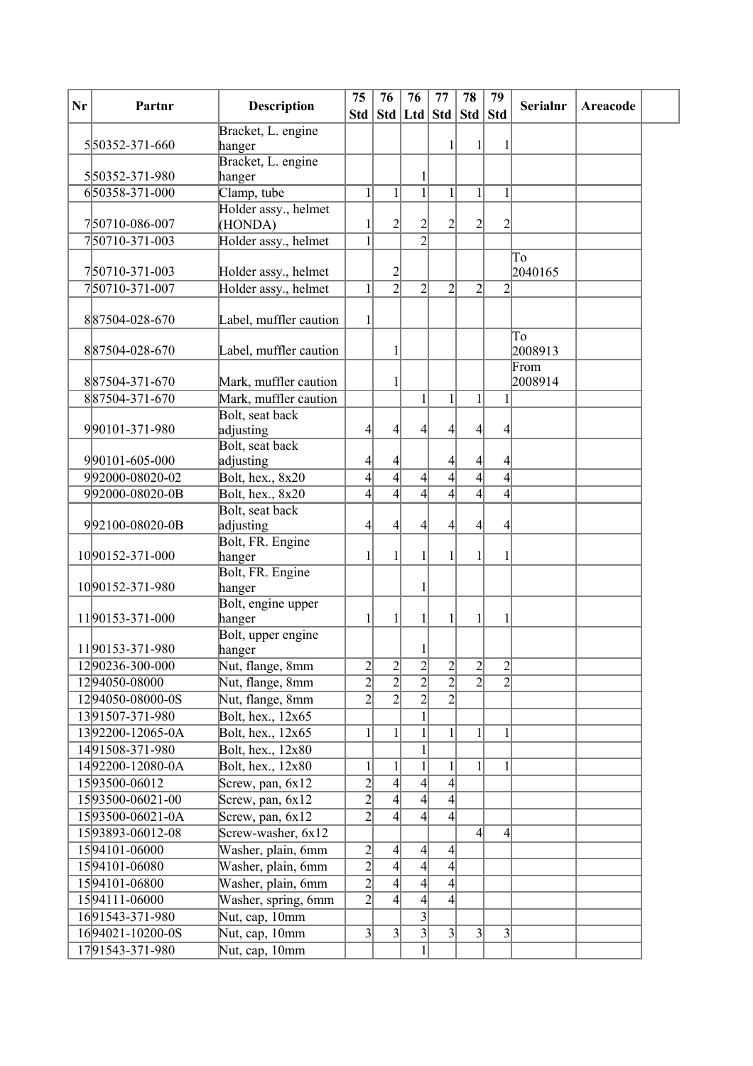| Nr | Partnr | Description | 75 Std | 76 Std | 76 Ltd | 77 Std | 78 Std | 79 Std | Serialnr | Areacode | |
|---|---|---|---|---|---|---|---|---|---|---|---|
| 5 | 50352-371-660 | Bracket, L. engine hanger | | | | 1 | 1 | 1 | | | |
| 5 | 50352-371-980 | Bracket, L. engine hanger | | | 1 | | | | | | |
| 6 | 50358-371-000 | Clamp, tube | 1 | 1 | 1 | 1 | 1 | 1 | | | |
| 7 | 50710-086-007 | Holder assy., helmet (HONDA) | 1 | 2 | 2 | 2 | 2 | 2 | | | |
| 7 | 50710-371-003 | Holder assy., helmet | 1 | | 2 | | | | | | |
| 7 | 50710-371-003 | Holder assy., helmet | | 2 | | | | | To 2040165 | | |
| 7 | 50710-371-007 | Holder assy., helmet | 1 | 2 | 2 | 2 | 2 | 2 | | | |
| 8 | 87504-028-670 | Label, muffler caution | 1 | | | | | | | | |
| 8 | 87504-028-670 | Label, muffler caution | | 1 | | | | | To 2008913 | | |
| 8 | 87504-371-670 | Mark, muffler caution | | 1 | | | | | From 2008914 | | |
| 8 | 87504-371-670 | Mark, muffler caution | | | 1 | 1 | 1 | 1 | | | |
| 9 | 90101-371-980 | Bolt, seat back adjusting | 4 | 4 | 4 | 4 | 4 | 4 | | | |
| 9 | 90101-605-000 | Bolt, seat back adjusting | 4 | 4 | | 4 | 4 | 4 | | | |
| 9 | 92000-08020-02 | Bolt, hex., 8x20 | 4 | 4 | 4 | 4 | 4 | 4 | | | |
| 9 | 92000-08020-0B | Bolt, hex., 8x20 | 4 | 4 | 4 | 4 | 4 | 4 | | | |
| 9 | 92100-08020-0B | Bolt, seat back adjusting | 4 | 4 | 4 | 4 | 4 | 4 | | | |
| 10 | 90152-371-000 | Bolt, FR. Engine hanger | 1 | 1 | 1 | 1 | 1 | 1 | | | |
| 10 | 90152-371-980 | Bolt, FR. Engine hanger | | | 1 | | | | | | |
| 11 | 90153-371-000 | Bolt, engine upper hanger | 1 | 1 | 1 | 1 | 1 | 1 | | | |
| 11 | 90153-371-980 | Bolt, upper engine hanger | | | 1 | | | | | | |
| 12 | 90236-300-000 | Nut, flange, 8mm | 2 | 2 | 2 | 2 | 2 | 2 | | | |
| 12 | 94050-08000 | Nut, flange, 8mm | 2 | 2 | 2 | 2 | 2 | 2 | | | |
| 12 | 94050-08000-0S | Nut, flange, 8mm | 2 | 2 | 2 | 2 | | | | | |
| 13 | 91507-371-980 | Bolt, hex., 12x65 | | | 1 | | | | | | |
| 13 | 92200-12065-0A | Bolt, hex., 12x65 | 1 | 1 | 1 | 1 | 1 | 1 | | | |
| 14 | 91508-371-980 | Bolt, hex., 12x80 | | | 1 | | | | | | |
| 14 | 92200-12080-0A | Bolt, hex., 12x80 | 1 | 1 | 1 | 1 | 1 | 1 | | | |
| 15 | 93500-06012 | Screw, pan, 6x12 | 2 | 4 | 4 | 4 | | | | | |
| 15 | 93500-06021-00 | Screw, pan, 6x12 | 2 | 4 | 4 | 4 | | | | | |
| 15 | 93500-06021-0A | Screw, pan, 6x12 | 2 | 4 | 4 | 4 | | | | | |
| 15 | 93893-06012-08 | Screw-washer, 6x12 | | | | | 4 | 4 | | | |
| 15 | 94101-06000 | Washer, plain, 6mm | 2 | 4 | 4 | 4 | | | | | |
| 15 | 94101-06080 | Washer, plain, 6mm | 2 | 4 | 4 | 4 | | | | | |
| 15 | 94101-06800 | Washer, plain, 6mm | 2 | 4 | 4 | 4 | | | | | |
| 15 | 94111-06000 | Washer, spring, 6mm | 2 | 4 | 4 | 4 | | | | | |
| 16 | 91543-371-980 | Nut, cap, 10mm | | | 3 | | | | | | |
| 16 | 94021-10200-0S | Nut, cap, 10mm | 3 | 3 | 3 | 3 | 3 | 3 | | | |
| 17 | 91543-371-980 | Nut, cap, 10mm | | | 1 | | | | | | |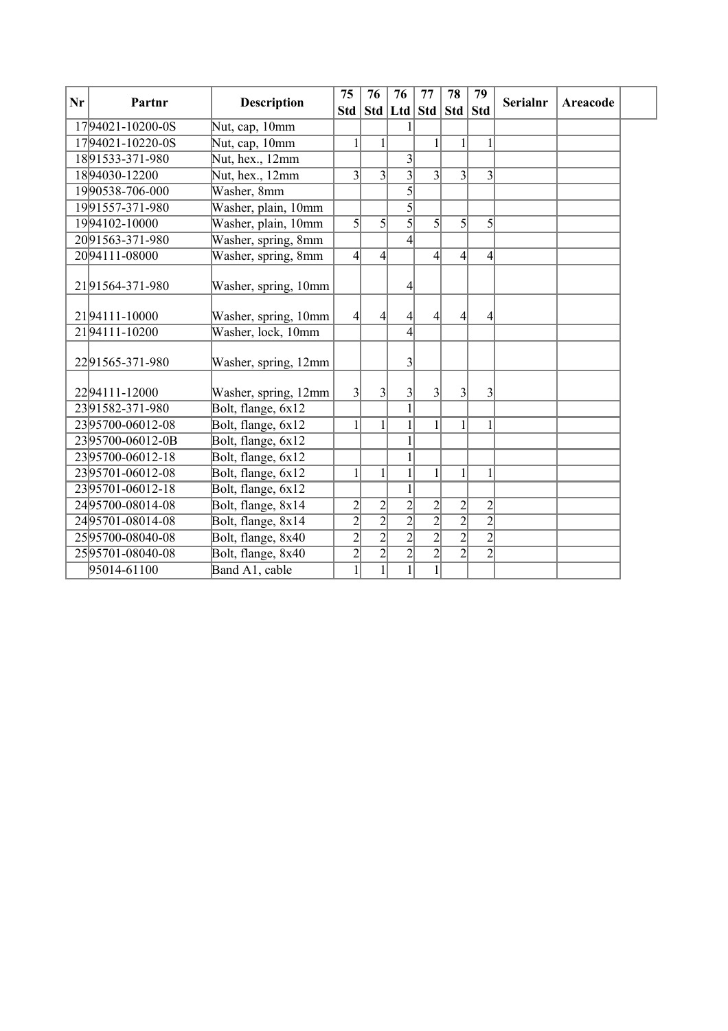| Nr | Partnr | Description | 75 Std | 76 Std | 76 Ltd | 77 Std | 78 Std | 79 Std | Serialnr | Areacode | |
|---|---|---|---|---|---|---|---|---|---|---|---|
| 17 | 94021-10200-0S | Nut, cap, 10mm | | | 1 | | | | | | |
| 17 | 94021-10220-0S | Nut, cap, 10mm | 1 | 1 | | 1 | 1 | 1 | | | |
| 18 | 91533-371-980 | Nut, hex., 12mm | | | 3 | | | | | | |
| 18 | 94030-12200 | Nut, hex., 12mm | 3 | 3 | 3 | 3 | 3 | 3 | | | |
| 19 | 90538-706-000 | Washer, 8mm | | | 5 | | | | | | |
| 19 | 91557-371-980 | Washer, plain, 10mm | | | 5 | | | | | | |
| 19 | 94102-10000 | Washer, plain, 10mm | 5 | 5 | 5 | 5 | 5 | 5 | | | |
| 20 | 91563-371-980 | Washer, spring, 8mm | | | 4 | | | | | | |
| 20 | 94111-08000 | Washer, spring, 8mm | 4 | 4 | | 4 | 4 | 4 | | | |
| 21 | 91564-371-980 | Washer, spring, 10mm | | | 4 | | | | | | |
| 21 | 94111-10000 | Washer, spring, 10mm | 4 | 4 | 4 | 4 | 4 | 4 | | | |
| 21 | 94111-10200 | Washer, lock, 10mm | | | 4 | | | | | | |
| 22 | 91565-371-980 | Washer, spring, 12mm | | | 3 | | | | | | |
| 22 | 94111-12000 | Washer, spring, 12mm | 3 | 3 | 3 | 3 | 3 | 3 | | | |
| 23 | 91582-371-980 | Bolt, flange, 6x12 | | | 1 | | | | | | |
| 23 | 95700-06012-08 | Bolt, flange, 6x12 | 1 | 1 | 1 | 1 | 1 | 1 | | | |
| 23 | 95700-06012-0B | Bolt, flange, 6x12 | | | 1 | | | | | | |
| 23 | 95700-06012-18 | Bolt, flange, 6x12 | | | 1 | | | | | | |
| 23 | 95701-06012-08 | Bolt, flange, 6x12 | 1 | 1 | 1 | 1 | 1 | 1 | | | |
| 23 | 95701-06012-18 | Bolt, flange, 6x12 | | | 1 | | | | | | |
| 24 | 95700-08014-08 | Bolt, flange, 8x14 | 2 | 2 | 2 | 2 | 2 | 2 | | | |
| 24 | 95701-08014-08 | Bolt, flange, 8x14 | 2 | 2 | 2 | 2 | 2 | 2 | | | |
| 25 | 95700-08040-08 | Bolt, flange, 8x40 | 2 | 2 | 2 | 2 | 2 | 2 | | | |
| 25 | 95701-08040-08 | Bolt, flange, 8x40 | 2 | 2 | 2 | 2 | 2 | 2 | | | |
| | 95014-61100 | Band A1, cable | 1 | 1 | 1 | 1 | | | | | |